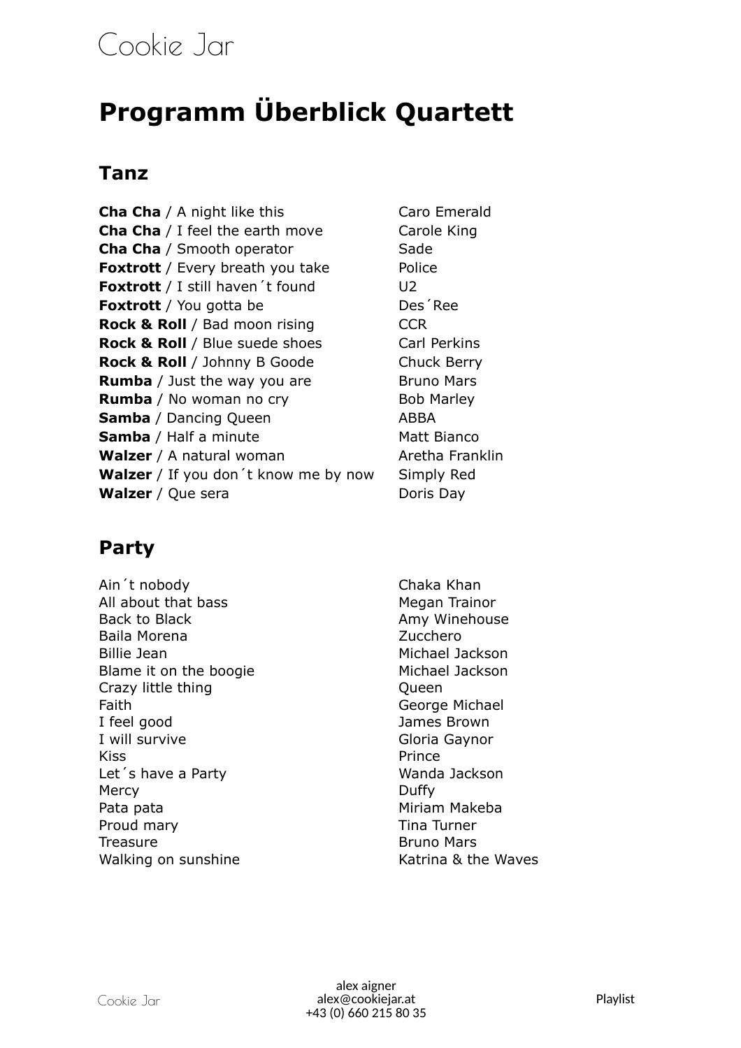Cookie Jar

# Programm Überblick Quartett

## Tanz

| | |
|---|---|
| **Cha Cha** / A night like this | Caro Emerald |
| **Cha Cha** / I feel the earth move | Carole King |
| **Cha Cha** / Smooth operator | Sade |
| **Foxtrott** / Every breath you take | Police |
| **Foxtrott** / I still haven´t found | U2 |
| **Foxtrott** / You gotta be | Des´Ree |
| **Rock & Roll** / Bad moon rising | CCR |
| **Rock & Roll** / Blue suede shoes | Carl Perkins |
| **Rock & Roll** / Johnny B Goode | Chuck Berry |
| **Rumba** / Just the way you are | Bruno Mars |
| **Rumba** / No woman no cry | Bob Marley |
| **Samba** / Dancing Queen | ABBA |
| **Samba** / Half a minute | Matt Bianco |
| **Walzer** / A natural woman | Aretha Franklin |
| **Walzer** / If you don´t know me by now | Simply Red |
| **Walzer** / Que sera | Doris Day |

## Party

| | |
|---|---|
| Ain´t nobody | Chaka Khan |
| All about that bass | Megan Trainor |
| Back to Black | Amy Winehouse |
| Baila Morena | Zucchero |
| Billie Jean | Michael Jackson |
| Blame it on the boogie | Michael Jackson |
| Crazy little thing | Queen |
| Faith | George Michael |
| I feel good | James Brown |
| I will survive | Gloria Gaynor |
| Kiss | Prince |
| Let´s have a Party | Wanda Jackson |
| Mercy | Duffy |
| Pata pata | Miriam Makeba |
| Proud mary | Tina Turner |
| Treasure | Bruno Mars |
| Walking on sunshine | Katrina & the Waves |

alex aigner
alex@cookiejar.at
+43 (0) 660 215 80 35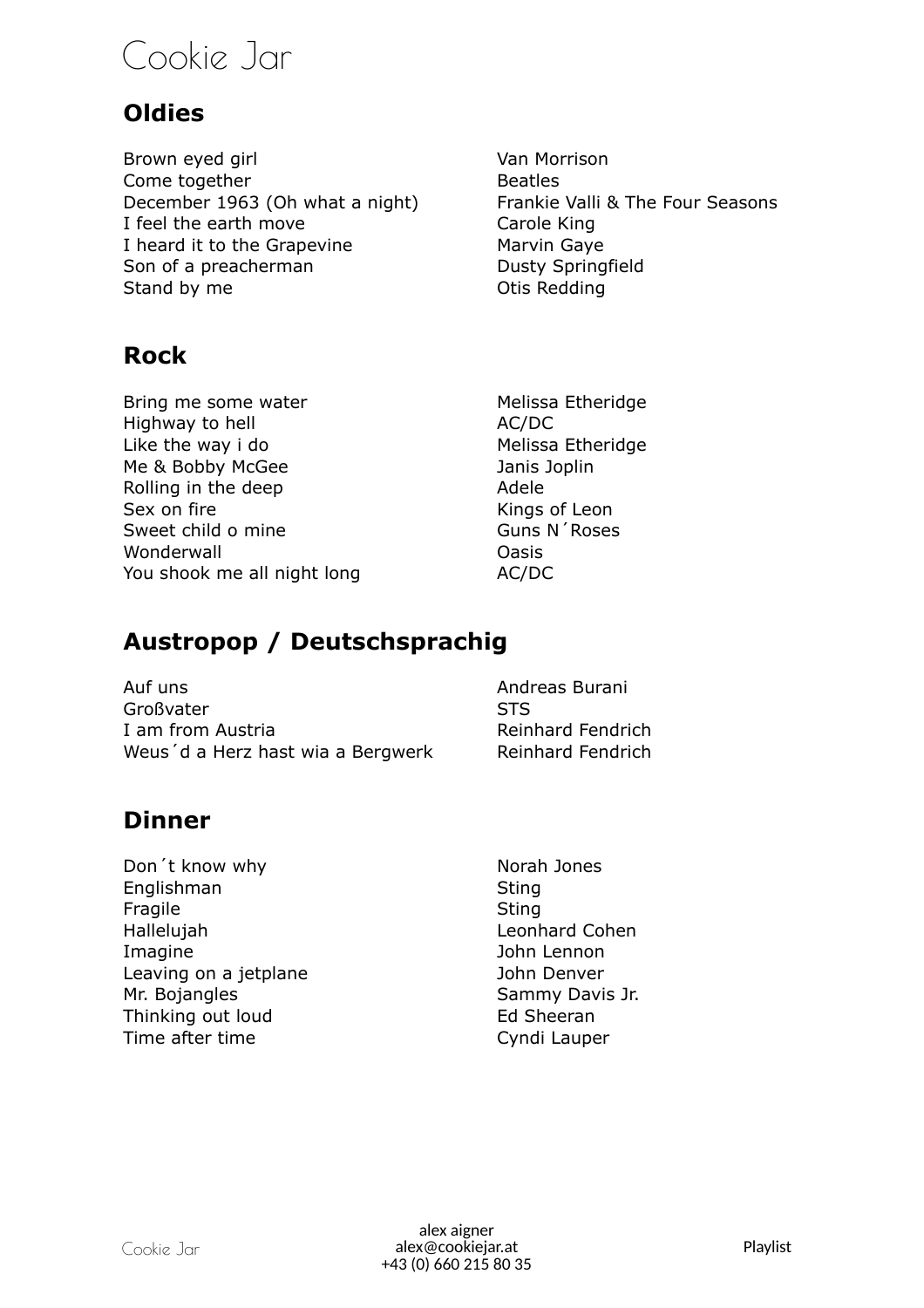# Cookie Jar

## Oldies

| | |
|---|---|
| Brown eyed girl | Van Morrison |
| Come together | Beatles |
| December 1963 (Oh what a night) | Frankie Valli & The Four Seasons |
| I feel the earth move | Carole King |
| I heard it to the Grapevine | Marvin Gaye |
| Son of a preacherman | Dusty Springfield |
| Stand by me | Otis Redding |

## Rock

| | |
|---|---|
| Bring me some water | Melissa Etheridge |
| Highway to hell | AC/DC |
| Like the way i do | Melissa Etheridge |
| Me & Bobby McGee | Janis Joplin |
| Rolling in the deep | Adele |
| Sex on fire | Kings of Leon |
| Sweet child o mine | Guns N´Roses |
| Wonderwall | Oasis |
| You shook me all night long | AC/DC |

## Austropop / Deutschsprachig

| | |
|---|---|
| Auf uns | Andreas Burani |
| Großvater | STS |
| I am from Austria | Reinhard Fendrich |
| Weus´d a Herz hast wia a Bergwerk | Reinhard Fendrich |

## Dinner

| | |
|---|---|
| Don´t know why | Norah Jones |
| Englishman | Sting |
| Fragile | Sting |
| Hallelujah | Leonhard Cohen |
| Imagine | John Lennon |
| Leaving on a jetplane | John Denver |
| Mr. Bojangles | Sammy Davis Jr. |
| Thinking out loud | Ed Sheeran |
| Time after time | Cyndi Lauper |

alex aigner
alex@cookiejar.at
+43 (0) 660 215 80 35